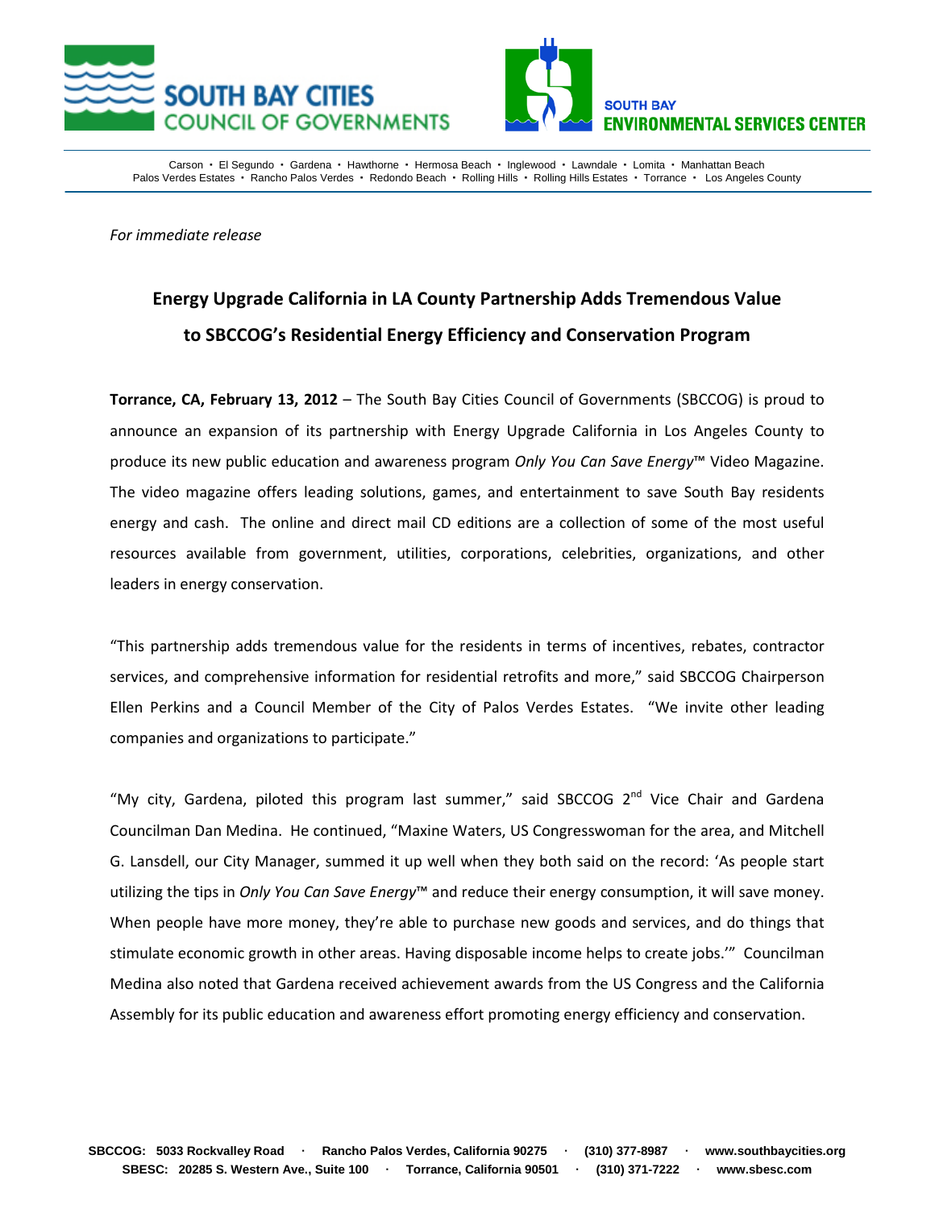SOUTH BAY CITIES COUNCIL OF GOVERNMENTS

SOUTH BAY ENVIRONMENTAL SERVICES CENTER

Carson • El Segundo • Gardena • Hawthorne • Hermosa Beach • Inglewood • Lawndale • Lomita • Manhattan Beach
Palos Verdes Estates • Rancho Palos Verdes • Redondo Beach • Rolling Hills • Rolling Hills Estates • Torrance • Los Angeles County

*For immediate release*

# Energy Upgrade California in LA County Partnership Adds Tremendous Value to SBCCOG's Residential Energy Efficiency and Conservation Program

**Torrance, CA, February 13, 2012** – The South Bay Cities Council of Governments (SBCCOG) is proud to announce an expansion of its partnership with Energy Upgrade California in Los Angeles County to produce its new public education and awareness program *Only You Can Save Energy*™ Video Magazine. The video magazine offers leading solutions, games, and entertainment to save South Bay residents energy and cash. The online and direct mail CD editions are a collection of some of the most useful resources available from government, utilities, corporations, celebrities, organizations, and other leaders in energy conservation.

"This partnership adds tremendous value for the residents in terms of incentives, rebates, contractor services, and comprehensive information for residential retrofits and more," said SBCCOG Chairperson Ellen Perkins and a Council Member of the City of Palos Verdes Estates. "We invite other leading companies and organizations to participate."

"My city, Gardena, piloted this program last summer," said SBCCOG 2nd Vice Chair and Gardena Councilman Dan Medina. He continued, "Maxine Waters, US Congresswoman for the area, and Mitchell G. Lansdell, our City Manager, summed it up well when they both said on the record: 'As people start utilizing the tips in *Only You Can Save Energy*™ and reduce their energy consumption, it will save money. When people have more money, they're able to purchase new goods and services, and do things that stimulate economic growth in other areas. Having disposable income helps to create jobs.'" Councilman Medina also noted that Gardena received achievement awards from the US Congress and the California Assembly for its public education and awareness effort promoting energy efficiency and conservation.

**SBCCOG: 5033 Rockvalley Road · Rancho Palos Verdes, California 90275 · (310) 377-8987 · www.southbaycities.org**
**SBESC: 20285 S. Western Ave., Suite 100 · Torrance, California 90501 · (310) 371-7222 · www.sbesc.com**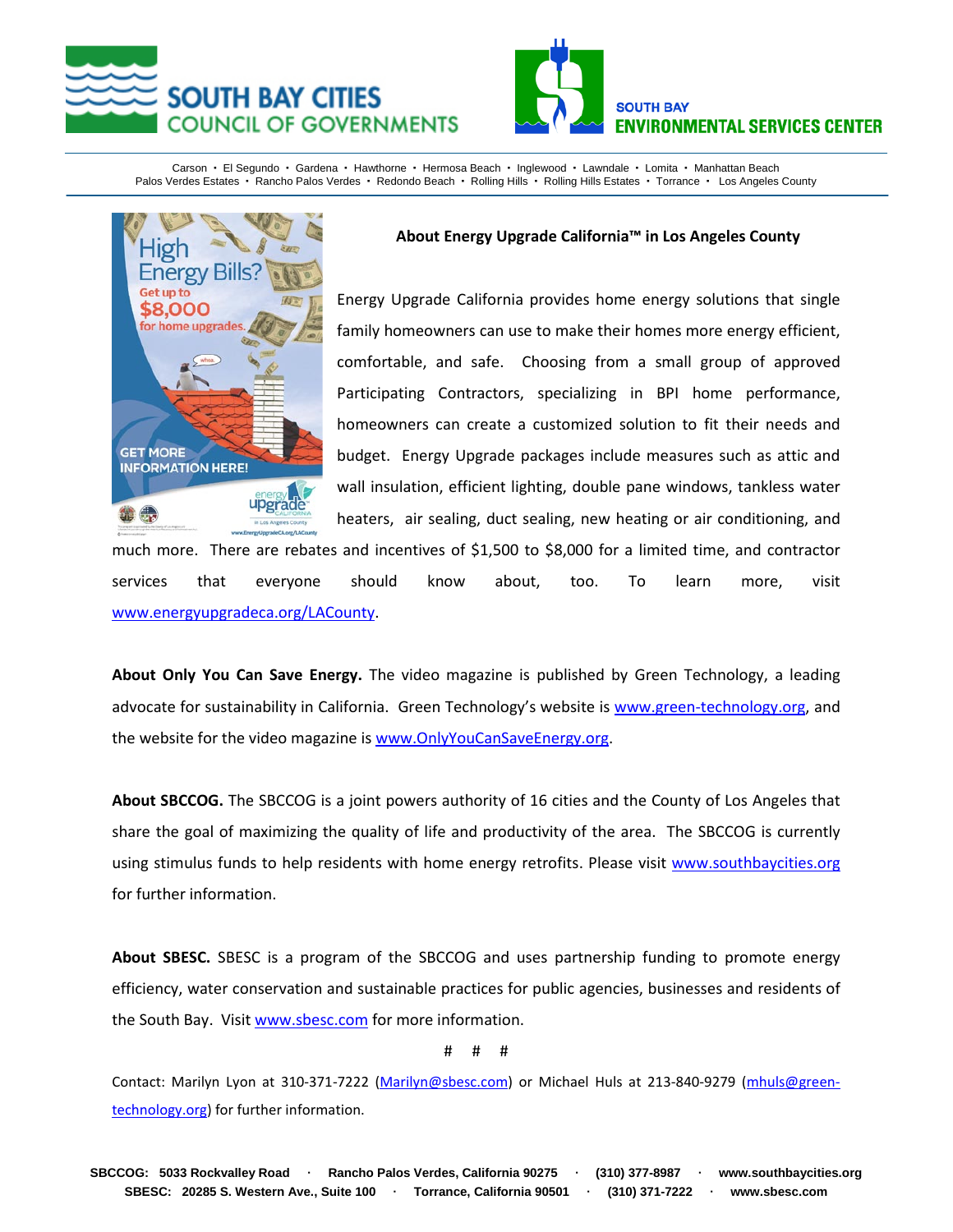Carson · El Segundo · Gardena · Hawthorne · Hermosa Beach · Inglewood · Lawndale · Lomita · Manhattan Beach
Palos Verdes Estates · Rancho Palos Verdes · Redondo Beach · Rolling Hills · Rolling Hills Estates · Torrance · Los Angeles County

**About Energy Upgrade California™ in Los Angeles County**

Energy Upgrade California provides home energy solutions that single family homeowners can use to make their homes more energy efficient, comfortable, and safe. Choosing from a small group of approved Participating Contractors, specializing in BPI home performance, homeowners can create a customized solution to fit their needs and budget. Energy Upgrade packages include measures such as attic and wall insulation, efficient lighting, double pane windows, tankless water heaters, air sealing, duct sealing, new heating or air conditioning, and much more. There are rebates and incentives of $1,500 to $8,000 for a limited time, and contractor services that everyone should know about, too. To learn more, visit www.energyupgradeca.org/LACounty.

**About Only You Can Save Energy.** The video magazine is published by Green Technology, a leading advocate for sustainability in California. Green Technology's website is www.green-technology.org, and the website for the video magazine is www.OnlyYouCanSaveEnergy.org.

**About SBCCOG.** The SBCCOG is a joint powers authority of 16 cities and the County of Los Angeles that share the goal of maximizing the quality of life and productivity of the area. The SBCCOG is currently using stimulus funds to help residents with home energy retrofits. Please visit www.southbaycities.org for further information.

**About SBESC.** SBESC is a program of the SBCCOG and uses partnership funding to promote energy efficiency, water conservation and sustainable practices for public agencies, businesses and residents of the South Bay. Visit www.sbesc.com for more information.

# # #

Contact: Marilyn Lyon at 310-371-7222 (Marilyn@sbesc.com) or Michael Huls at 213-840-9279 (mhuls@green-technology.org) for further information.

**SBCCOG: 5033 Rockvalley Road · Rancho Palos Verdes, California 90275 · (310) 377-8987 · www.southbaycities.org**
**SBESC: 20285 S. Western Ave., Suite 100 · Torrance, California 90501 · (310) 371-7222 · www.sbesc.com**